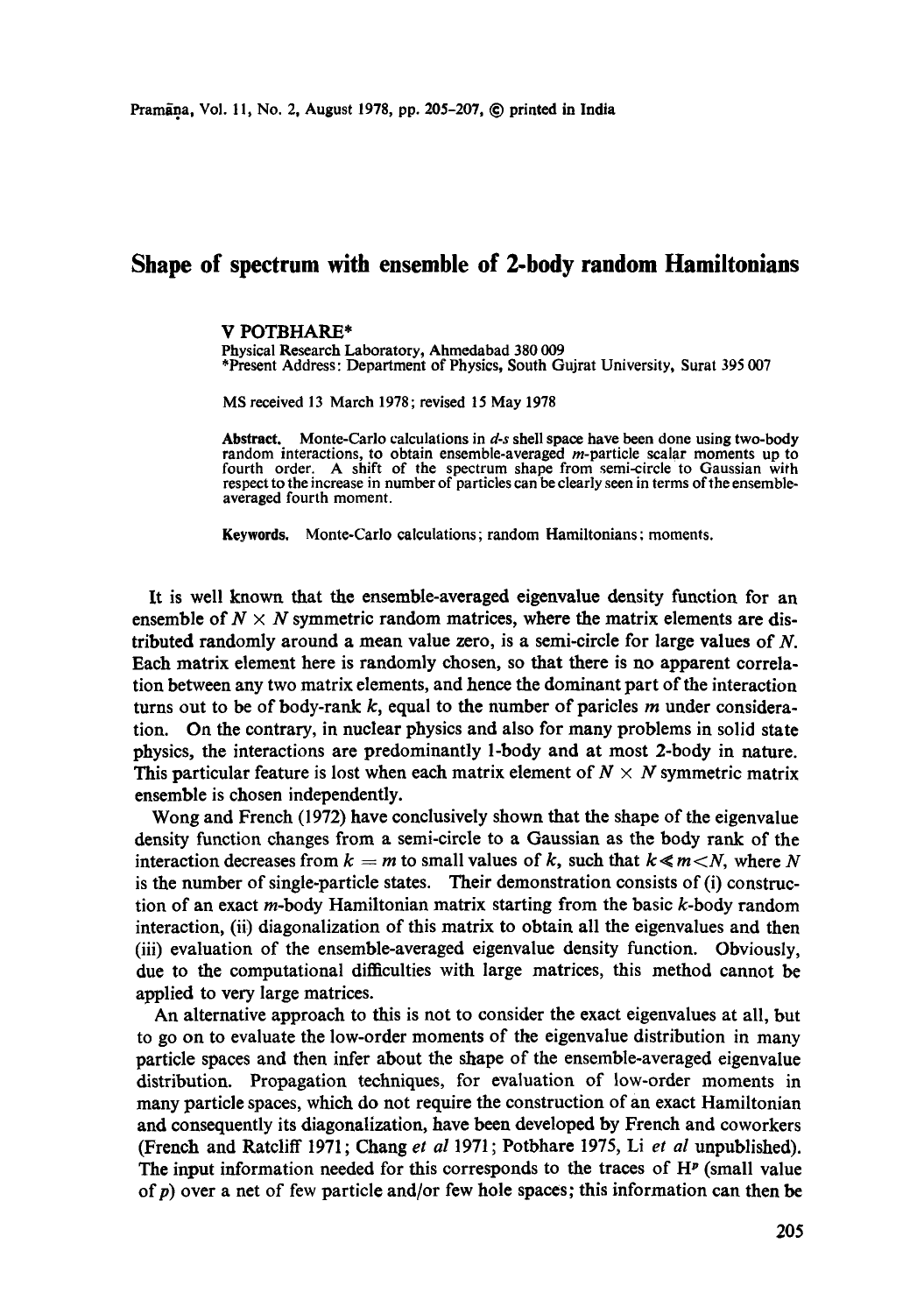# Shape of spectrum with ensemble of 2-body random Hamiltonians

**V POTBHARE***

Physical Research Laboratory, Ahmedabad 380 009

*Present Address: Department of Physics, South Gujrat University, Surat 395 007

MS received 13 March 1978; revised 15 May 1978

**Abstract.** Monte-Carlo calculations in *d-s* shell space have been done using two-body random interactions, to obtain ensemble-averaged *m*-particle scalar moments up to fourth order. A shift of the spectrum shape from semi-circle to Gaussian with respect to the increase in number of particles can be clearly seen in terms of the ensemble-averaged fourth moment.

**Keywords.** Monte-Carlo calculations; random Hamiltonians; moments.

It is well known that the ensemble-averaged eigenvalue density function for an ensemble of $N \times N$ symmetric random matrices, where the matrix elements are distributed randomly around a mean value zero, is a semi-circle for large values of $N$. Each matrix element here is randomly chosen, so that there is no apparent correlation between any two matrix elements, and hence the dominant part of the interaction turns out to be of body-rank $k$, equal to the number of paricles $m$ under consideration. On the contrary, in nuclear physics and also for many problems in solid state physics, the interactions are predominantly 1-body and at most 2-body in nature. This particular feature is lost when each matrix element of $N \times N$ symmetric matrix ensemble is chosen independently.

Wong and French (1972) have conclusively shown that the shape of the eigenvalue density function changes from a semi-circle to a Gaussian as the body rank of the interaction decreases from $k = m$ to small values of $k$, such that $k \ll m < N$, where $N$ is the number of single-particle states. Their demonstration consists of (i) construction of an exact $m$-body Hamiltonian matrix starting from the basic $k$-body random interaction, (ii) diagonalization of this matrix to obtain all the eigenvalues and then (iii) evaluation of the ensemble-averaged eigenvalue density function. Obviously, due to the computational difficulties with large matrices, this method cannot be applied to very large matrices.

An alternative approach to this is not to consider the exact eigenvalues at all, but to go on to evaluate the low-order moments of the eigenvalue distribution in many particle spaces and then infer about the shape of the ensemble-averaged eigenvalue distribution. Propagation techniques, for evaluation of low-order moments in many particle spaces, which do not require the construction of an exact Hamiltonian and consequently its diagonalization, have been developed by French and coworkers (French and Ratcliff 1971; Chang *et al* 1971; Potbhare 1975, Li *et al* unpublished). The input information needed for this corresponds to the traces of $H^p$ (small value of $p$) over a net of few particle and/or few hole spaces; this information can then be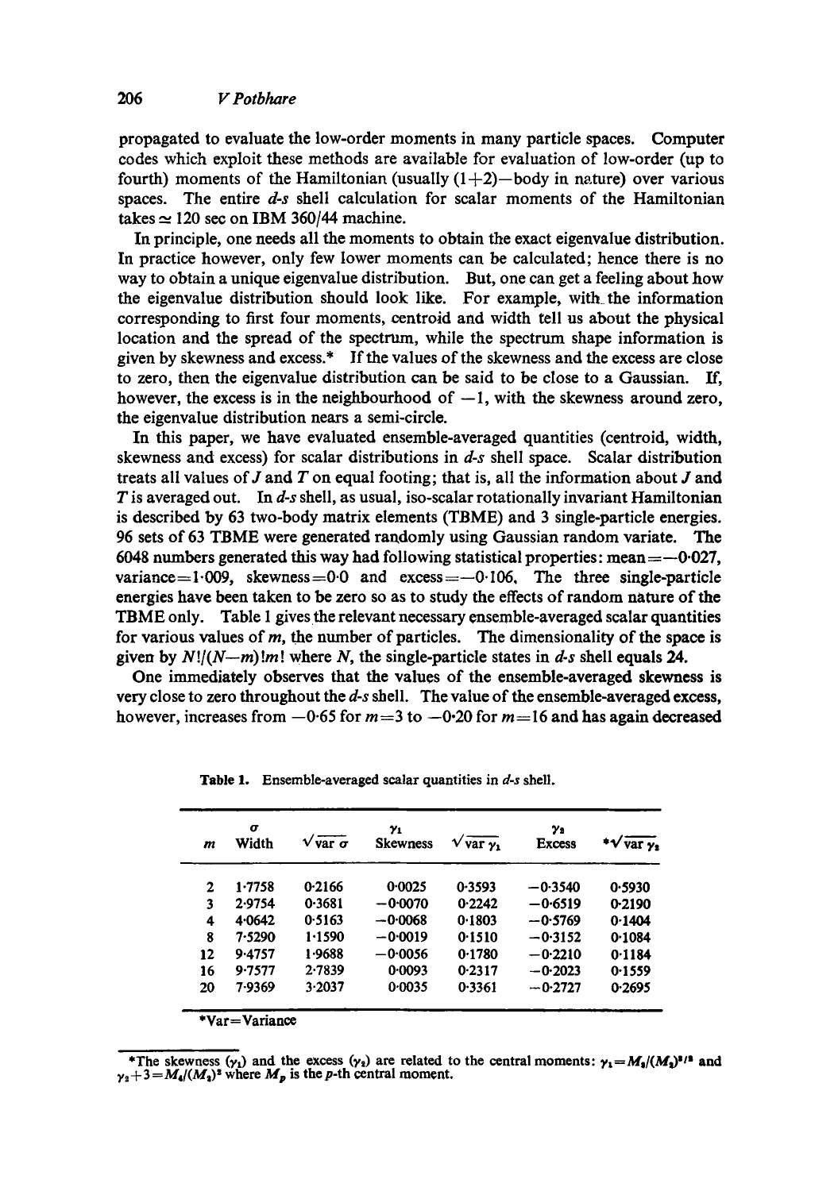propagated to evaluate the low-order moments in many particle spaces. Computer codes which exploit these methods are available for evaluation of low-order (up to fourth) moments of the Hamiltonian (usually (1+2)—body in nature) over various spaces. The entire *d-s* shell calculation for scalar moments of the Hamiltonian takes $\simeq$ 120 sec on IBM 360/44 machine.

In principle, one needs all the moments to obtain the exact eigenvalue distribution. In practice however, only few lower moments can be calculated; hence there is no way to obtain a unique eigenvalue distribution. But, one can get a feeling about how the eigenvalue distribution should look like. For example, with the information corresponding to first four moments, centroid and width tell us about the physical location and the spread of the spectrum, while the spectrum shape information is given by skewness and excess.* If the values of the skewness and the excess are close to zero, then the eigenvalue distribution can be said to be close to a Gaussian. If, however, the excess is in the neighbourhood of $-1$, with the skewness around zero, the eigenvalue distribution nears a semi-circle.

In this paper, we have evaluated ensemble-averaged quantities (centroid, width, skewness and excess) for scalar distributions in *d-s* shell space. Scalar distribution treats all values of $J$ and $T$ on equal footing; that is, all the information about $J$ and $T$ is averaged out. In *d-s* shell, as usual, iso-scalar rotationally invariant Hamiltonian is described by 63 two-body matrix elements (TBME) and 3 single-particle energies. 96 sets of 63 TBME were generated randomly using Gaussian random variate. The 6048 numbers generated this way had following statistical properties: mean $= -0.027$, variance $= 1.009$, skewness $= 0.0$ and excess $= -0.106$. The three single-particle energies have been taken to be zero so as to study the effects of random nature of the TBME only. Table 1 gives the relevant necessary ensemble-averaged scalar quantities for various values of $m$, the number of particles. The dimensionality of the space is given by $N!/(N-m)!m!$ where $N$, the single-particle states in *d-s* shell equals 24.

One immediately observes that the values of the ensemble-averaged skewness is very close to zero throughout the *d-s* shell. The value of the ensemble-averaged excess, however, increases from $-0.65$ for $m=3$ to $-0.20$ for $m=16$ and has again decreased

**Table 1.** Ensemble-averaged scalar quantities in *d-s* shell.

| $m$ | $\sigma$ Width | $\sqrt{\text{var } \sigma}$ | $\gamma_1$ Skewness | $\sqrt{\text{var } \gamma_1}$ | $\gamma_2$ Excess | *$\sqrt{\text{var } \gamma_2}$ |
|---|---|---|---|---|---|---|
| 2 | 1.7758 | 0.2166 | 0.0025 | 0.3593 | −0.3540 | 0.5930 |
| 3 | 2.9754 | 0.3681 | −0.0070 | 0.2242 | −0.6519 | 0.2190 |
| 4 | 4.0642 | 0.5163 | −0.0068 | 0.1803 | −0.5769 | 0.1404 |
| 8 | 7.5290 | 1.1590 | −0.0019 | 0.1510 | −0.3152 | 0.1084 |
| 12 | 9.4757 | 1.9688 | −0.0056 | 0.1780 | −0.2210 | 0.1184 |
| 16 | 9.7577 | 2.7839 | 0.0093 | 0.2317 | −0.2023 | 0.1559 |
| 20 | 7.9369 | 3.2037 | 0.0035 | 0.3361 | −0.2727 | 0.2695 |

*Var = Variance

*The skewness ($\gamma_1$) and the excess ($\gamma_2$) are related to the central moments: $\gamma_1 = M_3/(M_2)^{3/2}$ and $\gamma_2 + 3 = M_4/(M_2)^2$ where $M_p$ is the $p$-th central moment.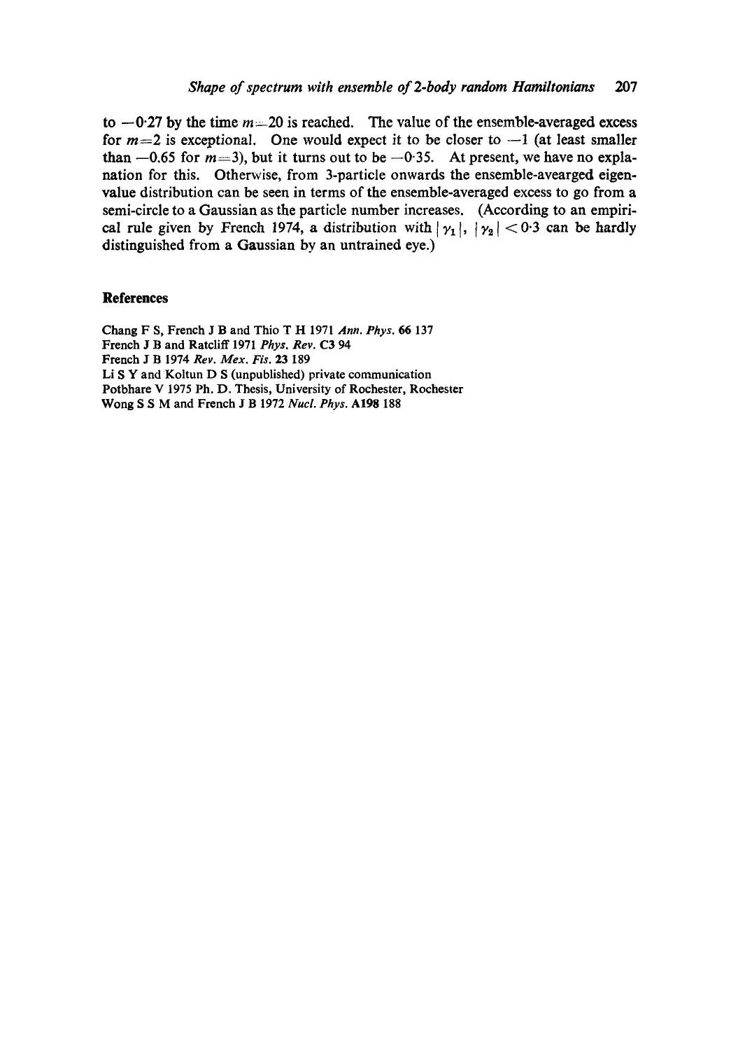to $-0{\cdot}27$ by the time $m=20$ is reached. The value of the ensemble-averaged excess for $m=2$ is exceptional. One would expect it to be closer to $-1$ (at least smaller than $-0.65$ for $m=3$), but it turns out to be $-0{\cdot}35$. At present, we have no explanation for this. Otherwise, from 3-particle onwards the ensemble-avearged eigenvalue distribution can be seen in terms of the ensemble-averaged excess to go from a semi-circle to a Gaussian as the particle number increases. (According to an empirical rule given by French 1974, a distribution with $|\gamma_1|$, $|\gamma_2| < 0{\cdot}3$ can be hardly distinguished from a Gaussian by an untrained eye.)

## References

Chang F S, French J B and Thio T H 1971 *Ann. Phys.* **66** 137
French J B and Ratcliff 1971 *Phys. Rev.* **C3** 94
French J B 1974 *Rev. Mex. Fis.* **23** 189
Li S Y and Koltun D S (unpublished) private communication
Potbhare V 1975 Ph. D. Thesis, University of Rochester, Rochester
Wong S S M and French J B 1972 *Nucl. Phys.* **A198** 188